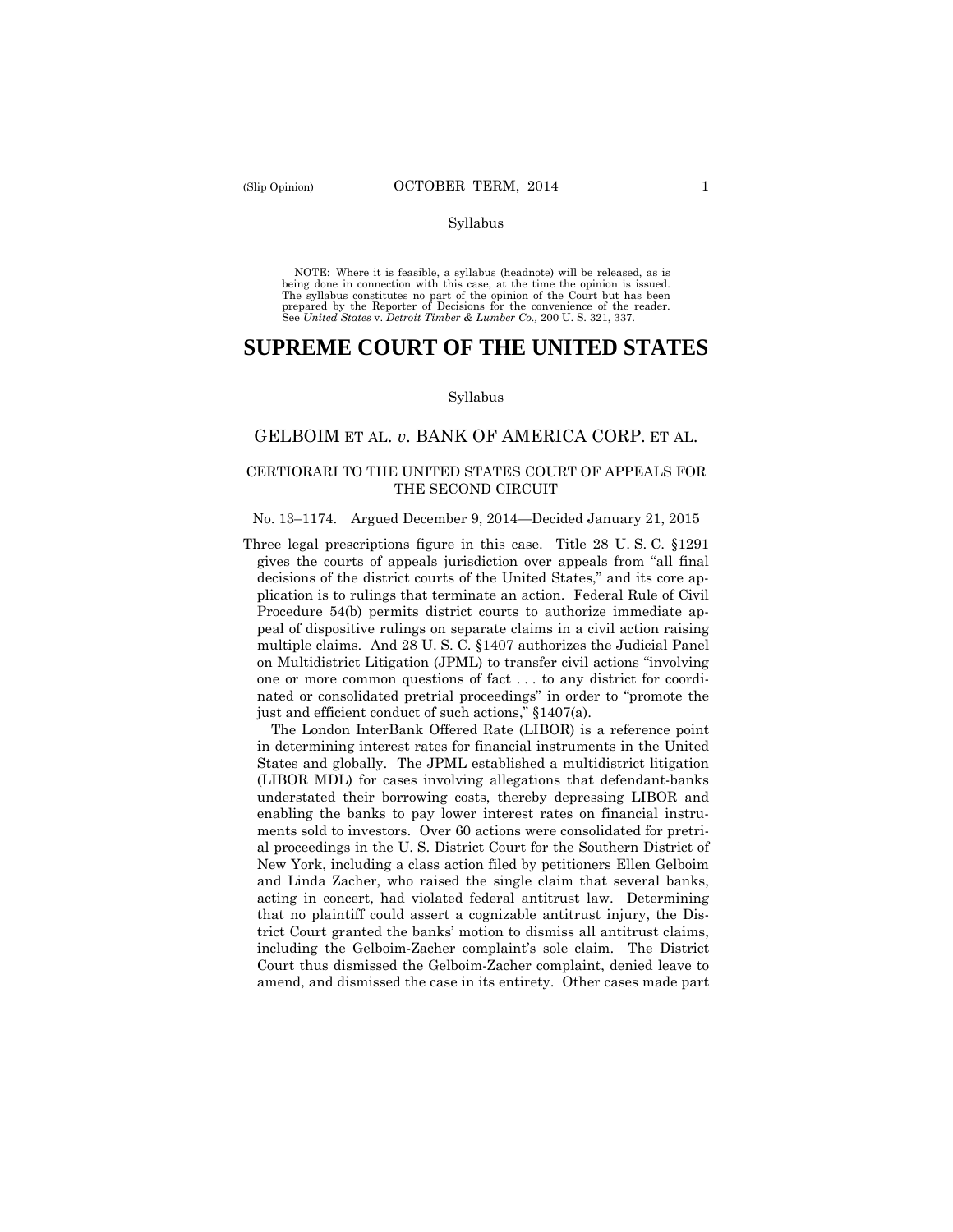(Slip Opinion) OCTOBER TERM, 2014

Syllabus

NOTE: Where it is feasible, a syllabus (headnote) will be released, as is being done in connection with this case, at the time the opinion is issued. The syllabus constitutes no part of the opinion of the Court but has been prepared by the Reporter of Decisions for the convenience of the reader. See *United States* v. *Detroit Timber & Lumber Co.,* 200 U. S. 321, 337.

# SUPREME COURT OF THE UNITED STATES

Syllabus

## GELBOIM ET AL. *v*. BANK OF AMERICA CORP. ET AL.

### CERTIORARI TO THE UNITED STATES COURT OF APPEALS FOR THE SECOND CIRCUIT

No. 13–1174. Argued December 9, 2014—Decided January 21, 2015

Three legal prescriptions figure in this case. Title 28 U. S. C. §1291 gives the courts of appeals jurisdiction over appeals from "all final decisions of the district courts of the United States," and its core application is to rulings that terminate an action. Federal Rule of Civil Procedure 54(b) permits district courts to authorize immediate appeal of dispositive rulings on separate claims in a civil action raising multiple claims. And 28 U. S. C. §1407 authorizes the Judicial Panel on Multidistrict Litigation (JPML) to transfer civil actions "involving one or more common questions of fact . . . to any district for coordinated or consolidated pretrial proceedings" in order to "promote the just and efficient conduct of such actions," §1407(a).

The London InterBank Offered Rate (LIBOR) is a reference point in determining interest rates for financial instruments in the United States and globally. The JPML established a multidistrict litigation (LIBOR MDL) for cases involving allegations that defendant-banks understated their borrowing costs, thereby depressing LIBOR and enabling the banks to pay lower interest rates on financial instruments sold to investors. Over 60 actions were consolidated for pretrial proceedings in the U. S. District Court for the Southern District of New York, including a class action filed by petitioners Ellen Gelboim and Linda Zacher, who raised the single claim that several banks, acting in concert, had violated federal antitrust law. Determining that no plaintiff could assert a cognizable antitrust injury, the District Court granted the banks' motion to dismiss all antitrust claims, including the Gelboim-Zacher complaint's sole claim. The District Court thus dismissed the Gelboim-Zacher complaint, denied leave to amend, and dismissed the case in its entirety. Other cases made part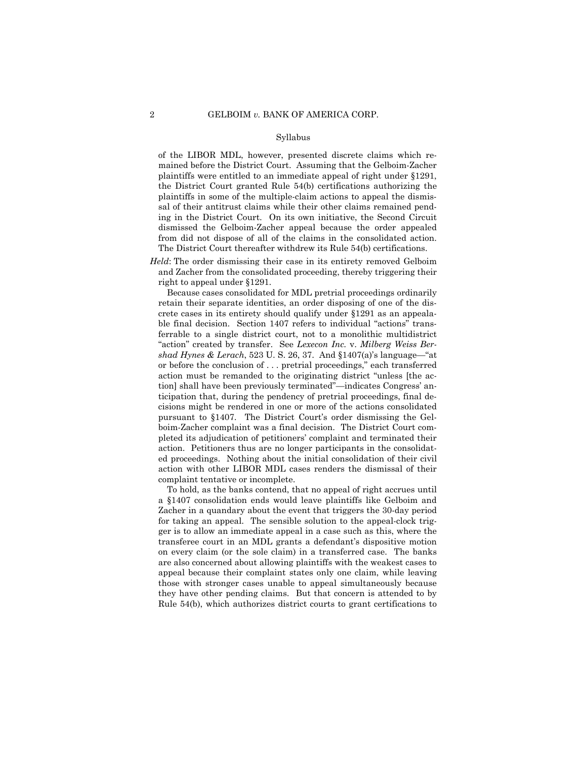of the LIBOR MDL, however, presented discrete claims which remained before the District Court. Assuming that the Gelboim-Zacher plaintiffs were entitled to an immediate appeal of right under §1291, the District Court granted Rule 54(b) certifications authorizing the plaintiffs in some of the multiple-claim actions to appeal the dismissal of their antitrust claims while their other claims remained pending in the District Court. On its own initiative, the Second Circuit dismissed the Gelboim-Zacher appeal because the order appealed from did not dispose of all of the claims in the consolidated action. The District Court thereafter withdrew its Rule 54(b) certifications.

*Held*: The order dismissing their case in its entirety removed Gelboim and Zacher from the consolidated proceeding, thereby triggering their right to appeal under §1291.

Because cases consolidated for MDL pretrial proceedings ordinarily retain their separate identities, an order disposing of one of the discrete cases in its entirety should qualify under §1291 as an appealable final decision. Section 1407 refers to individual "actions" transferrable to a single district court, not to a monolithic multidistrict "action" created by transfer. See *Lexecon Inc.* v. *Milberg Weiss Bershad Hynes & Lerach*, 523 U. S. 26, 37. And §1407(a)'s language—"at or before the conclusion of . . . pretrial proceedings," each transferred action must be remanded to the originating district "unless [the action] shall have been previously terminated"—indicates Congress' anticipation that, during the pendency of pretrial proceedings, final decisions might be rendered in one or more of the actions consolidated pursuant to §1407. The District Court's order dismissing the Gelboim-Zacher complaint was a final decision. The District Court completed its adjudication of petitioners' complaint and terminated their action. Petitioners thus are no longer participants in the consolidated proceedings. Nothing about the initial consolidation of their civil action with other LIBOR MDL cases renders the dismissal of their complaint tentative or incomplete.

To hold, as the banks contend, that no appeal of right accrues until a §1407 consolidation ends would leave plaintiffs like Gelboim and Zacher in a quandary about the event that triggers the 30-day period for taking an appeal. The sensible solution to the appeal-clock trigger is to allow an immediate appeal in a case such as this, where the transferee court in an MDL grants a defendant's dispositive motion on every claim (or the sole claim) in a transferred case. The banks are also concerned about allowing plaintiffs with the weakest cases to appeal because their complaint states only one claim, while leaving those with stronger cases unable to appeal simultaneously because they have other pending claims. But that concern is attended to by Rule 54(b), which authorizes district courts to grant certifications to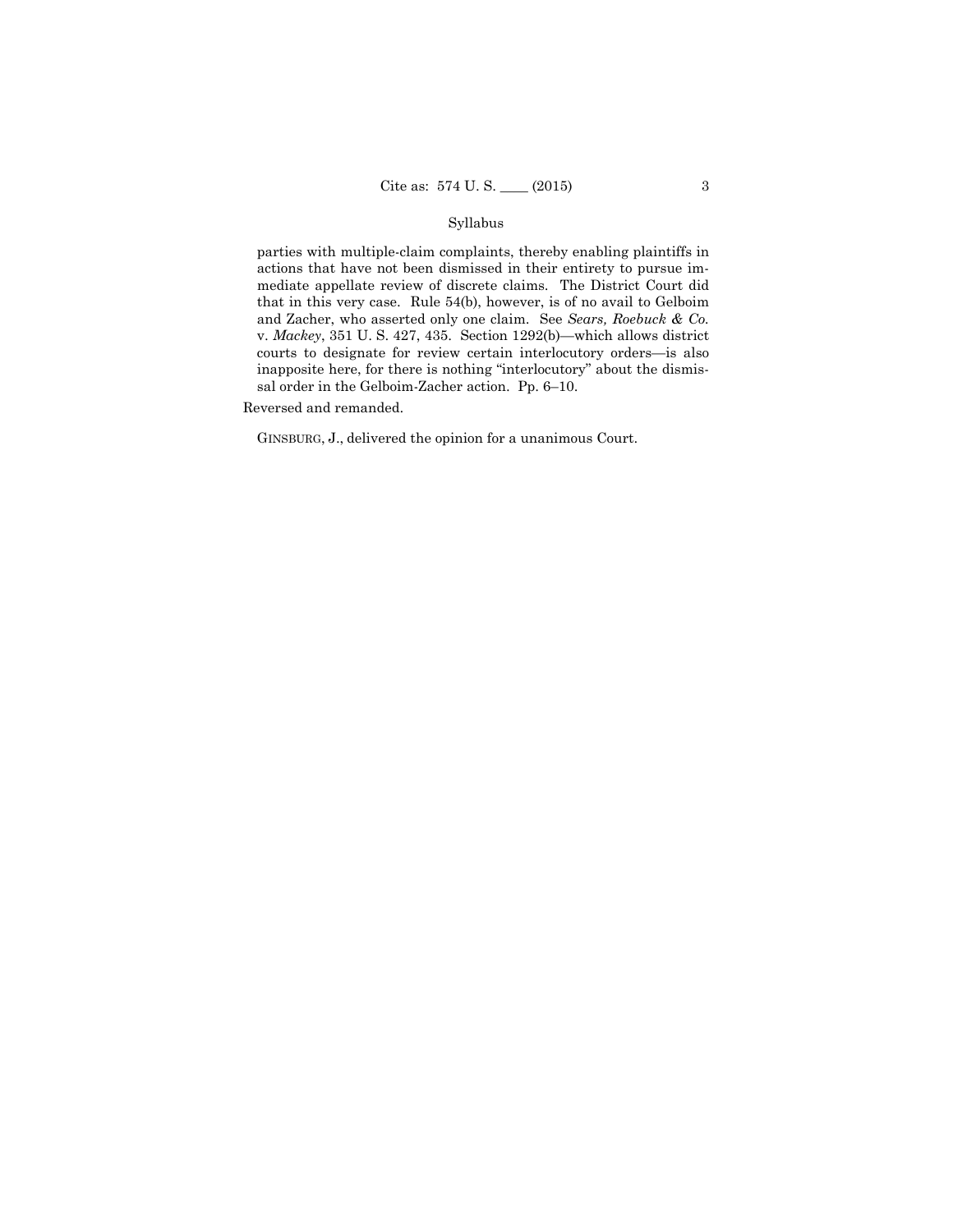parties with multiple-claim complaints, thereby enabling plaintiffs in actions that have not been dismissed in their entirety to pursue immediate appellate review of discrete claims. The District Court did that in this very case. Rule 54(b), however, is of no avail to Gelboim and Zacher, who asserted only one claim. See *Sears, Roebuck & Co.* v. *Mackey*, 351 U. S. 427, 435. Section 1292(b)—which allows district courts to designate for review certain interlocutory orders—is also inapposite here, for there is nothing "interlocutory" about the dismissal order in the Gelboim-Zacher action. Pp. 6–10.

Reversed and remanded.

GINSBURG, J., delivered the opinion for a unanimous Court.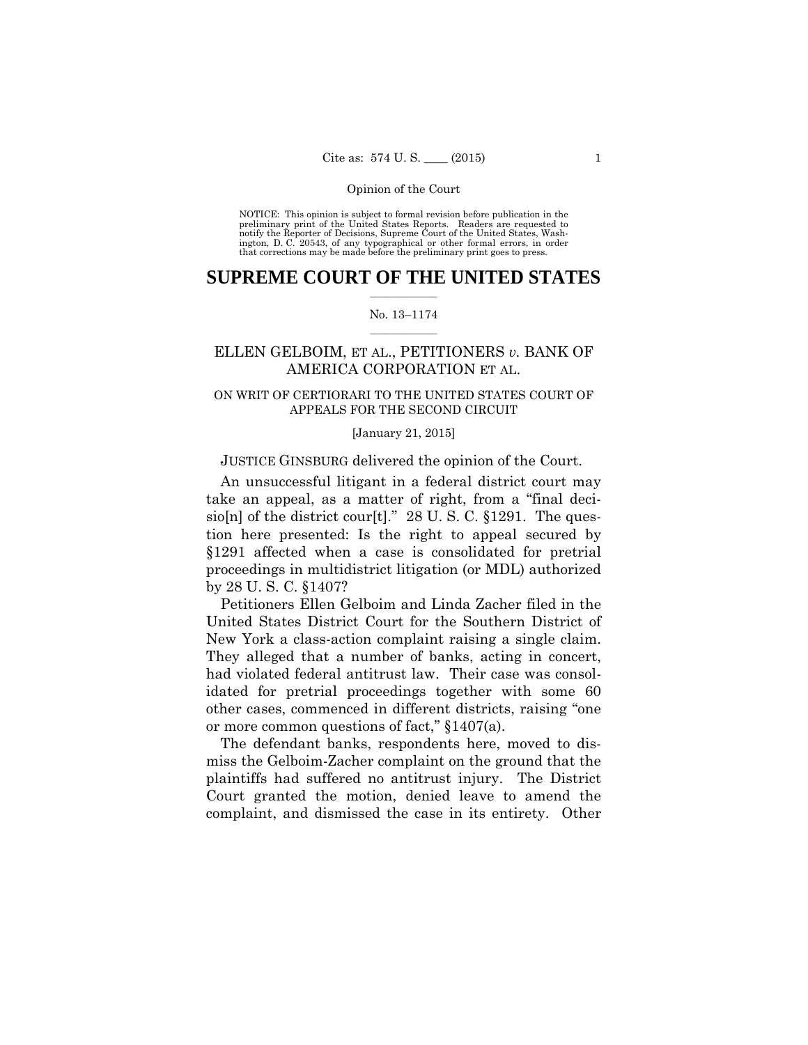Opinion of the Court

NOTICE: This opinion is subject to formal revision before publication in the preliminary print of the United States Reports. Readers are requested to notify the Reporter of Decisions, Supreme Court of the United States, Washington, D. C. 20543, of any typographical or other formal errors, in order that corrections may be made before the preliminary print goes to press.

# SUPREME COURT OF THE UNITED STATES

No. 13–1174

## ELLEN GELBOIM, ET AL., PETITIONERS *v.* BANK OF AMERICA CORPORATION ET AL.

ON WRIT OF CERTIORARI TO THE UNITED STATES COURT OF APPEALS FOR THE SECOND CIRCUIT

[January 21, 2015]

JUSTICE GINSBURG delivered the opinion of the Court.

An unsuccessful litigant in a federal district court may take an appeal, as a matter of right, from a "final decisio[n] of the district cour[t]." 28 U. S. C. §1291. The question here presented: Is the right to appeal secured by §1291 affected when a case is consolidated for pretrial proceedings in multidistrict litigation (or MDL) authorized by 28 U. S. C. §1407?

Petitioners Ellen Gelboim and Linda Zacher filed in the United States District Court for the Southern District of New York a class-action complaint raising a single claim. They alleged that a number of banks, acting in concert, had violated federal antitrust law. Their case was consolidated for pretrial proceedings together with some 60 other cases, commenced in different districts, raising "one or more common questions of fact," §1407(a).

The defendant banks, respondents here, moved to dismiss the Gelboim-Zacher complaint on the ground that the plaintiffs had suffered no antitrust injury. The District Court granted the motion, denied leave to amend the complaint, and dismissed the case in its entirety. Other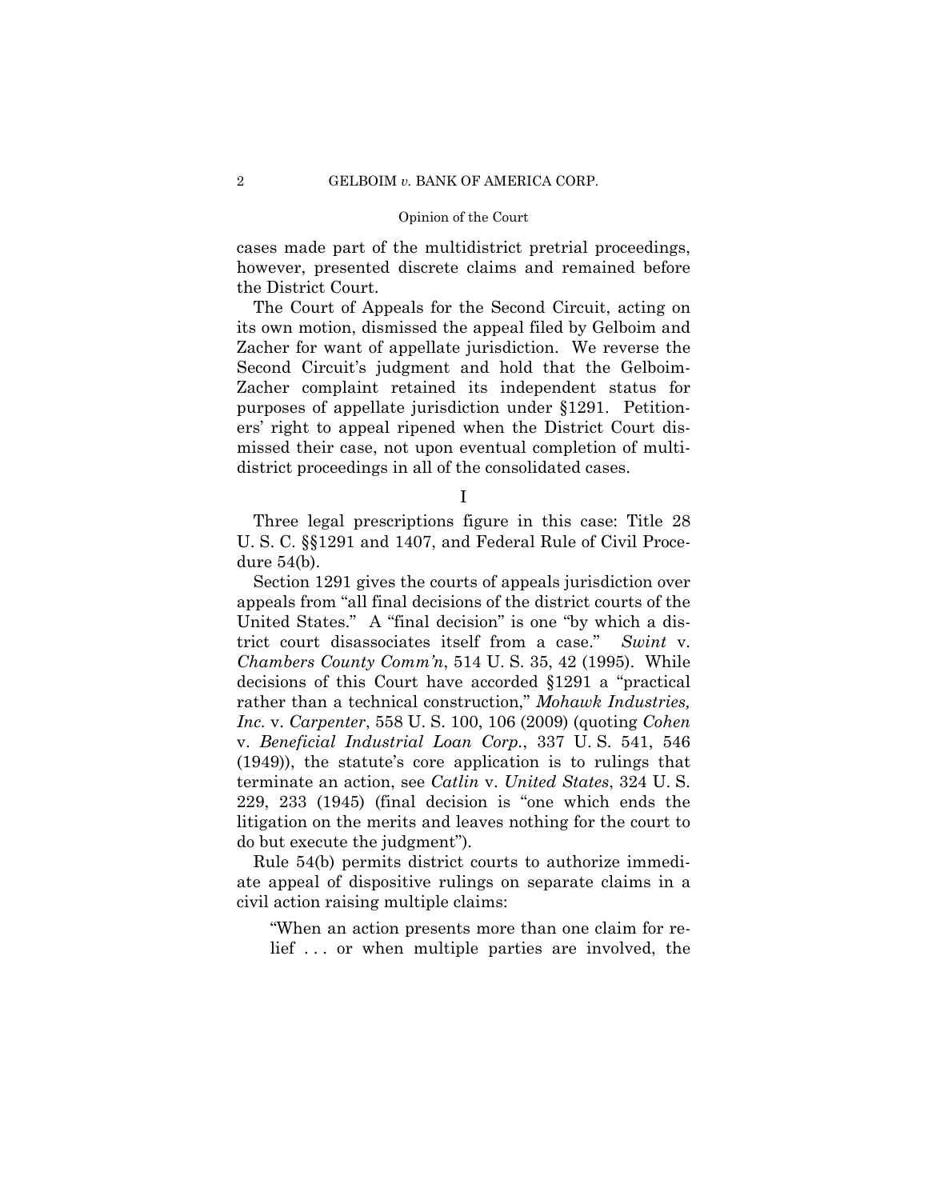cases made part of the multidistrict pretrial proceedings, however, presented discrete claims and remained before the District Court.

The Court of Appeals for the Second Circuit, acting on its own motion, dismissed the appeal filed by Gelboim and Zacher for want of appellate jurisdiction. We reverse the Second Circuit's judgment and hold that the Gelboim-Zacher complaint retained its independent status for purposes of appellate jurisdiction under §1291. Petitioners' right to appeal ripened when the District Court dismissed their case, not upon eventual completion of multidistrict proceedings in all of the consolidated cases.

## I

Three legal prescriptions figure in this case: Title 28 U. S. C. §§1291 and 1407, and Federal Rule of Civil Procedure 54(b).

Section 1291 gives the courts of appeals jurisdiction over appeals from "all final decisions of the district courts of the United States." A "final decision" is one "by which a district court disassociates itself from a case." *Swint* v. *Chambers County Comm'n*, 514 U. S. 35, 42 (1995). While decisions of this Court have accorded §1291 a "practical rather than a technical construction," *Mohawk Industries, Inc.* v. *Carpenter*, 558 U. S. 100, 106 (2009) (quoting *Cohen* v. *Beneficial Industrial Loan Corp.*, 337 U. S. 541, 546 (1949)), the statute's core application is to rulings that terminate an action, see *Catlin* v. *United States*, 324 U. S. 229, 233 (1945) (final decision is "one which ends the litigation on the merits and leaves nothing for the court to do but execute the judgment").

Rule 54(b) permits district courts to authorize immediate appeal of dispositive rulings on separate claims in a civil action raising multiple claims:

> "When an action presents more than one claim for relief . . . or when multiple parties are involved, the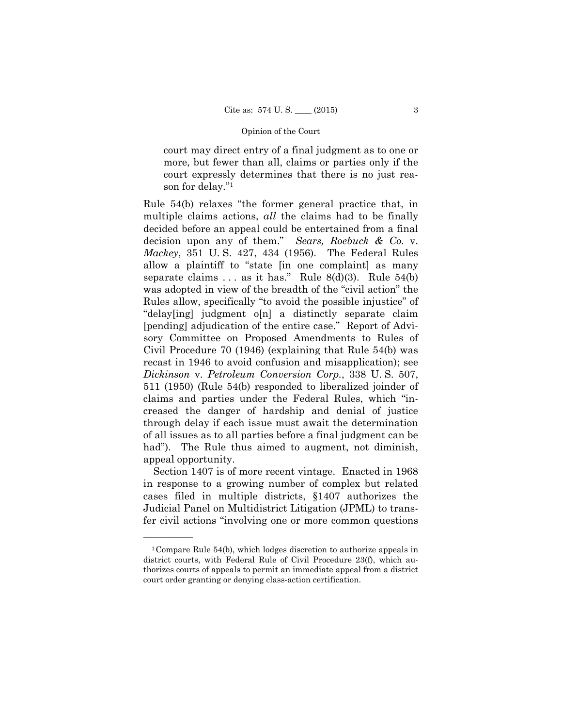court may direct entry of a final judgment as to one or more, but fewer than all, claims or parties only if the court expressly determines that there is no just reason for delay."[1]

Rule 54(b) relaxes "the former general practice that, in multiple claims actions, *all* the claims had to be finally decided before an appeal could be entertained from a final decision upon any of them." *Sears, Roebuck & Co.* v. *Mackey*, 351 U. S. 427, 434 (1956). The Federal Rules allow a plaintiff to "state [in one complaint] as many separate claims . . . as it has." Rule 8(d)(3). Rule 54(b) was adopted in view of the breadth of the "civil action" the Rules allow, specifically "to avoid the possible injustice" of "delay[ing] judgment o[n] a distinctly separate claim [pending] adjudication of the entire case." Report of Advisory Committee on Proposed Amendments to Rules of Civil Procedure 70 (1946) (explaining that Rule 54(b) was recast in 1946 to avoid confusion and misapplication); see *Dickinson* v. *Petroleum Conversion Corp.*, 338 U. S. 507, 511 (1950) (Rule 54(b) responded to liberalized joinder of claims and parties under the Federal Rules, which "increased the danger of hardship and denial of justice through delay if each issue must await the determination of all issues as to all parties before a final judgment can be had"). The Rule thus aimed to augment, not diminish, appeal opportunity.

Section 1407 is of more recent vintage. Enacted in 1968 in response to a growing number of complex but related cases filed in multiple districts, §1407 authorizes the Judicial Panel on Multidistrict Litigation (JPML) to transfer civil actions "involving one or more common questions

---

[1] Compare Rule 54(b), which lodges discretion to authorize appeals in district courts, with Federal Rule of Civil Procedure 23(f), which authorizes courts of appeals to permit an immediate appeal from a district court order granting or denying class-action certification.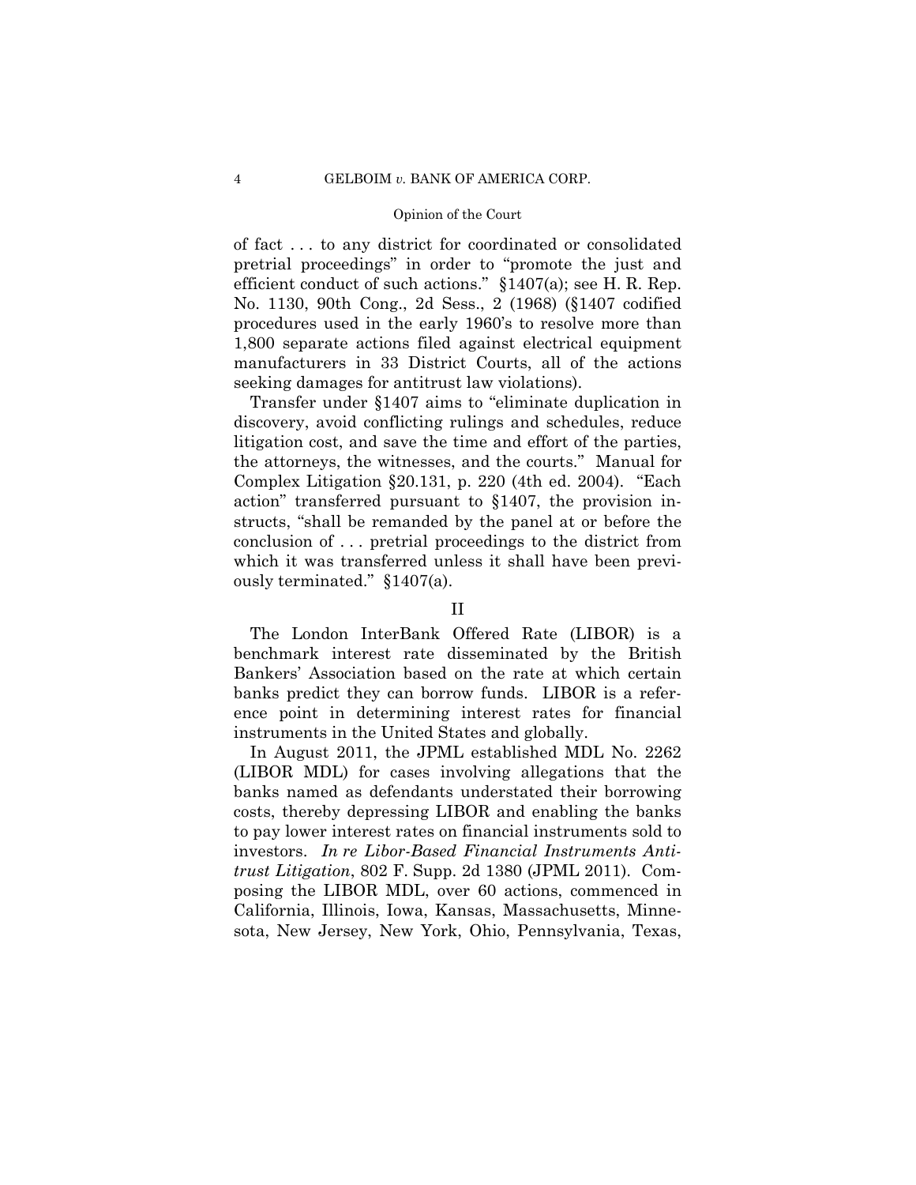of fact . . . to any district for coordinated or consolidated pretrial proceedings" in order to "promote the just and efficient conduct of such actions." §1407(a); see H. R. Rep. No. 1130, 90th Cong., 2d Sess., 2 (1968) (§1407 codified procedures used in the early 1960's to resolve more than 1,800 separate actions filed against electrical equipment manufacturers in 33 District Courts, all of the actions seeking damages for antitrust law violations).

Transfer under §1407 aims to "eliminate duplication in discovery, avoid conflicting rulings and schedules, reduce litigation cost, and save the time and effort of the parties, the attorneys, the witnesses, and the courts." Manual for Complex Litigation §20.131, p. 220 (4th ed. 2004). "Each action" transferred pursuant to §1407, the provision instructs, "shall be remanded by the panel at or before the conclusion of . . . pretrial proceedings to the district from which it was transferred unless it shall have been previously terminated." §1407(a).

## II

The London InterBank Offered Rate (LIBOR) is a benchmark interest rate disseminated by the British Bankers' Association based on the rate at which certain banks predict they can borrow funds. LIBOR is a reference point in determining interest rates for financial instruments in the United States and globally.

In August 2011, the JPML established MDL No. 2262 (LIBOR MDL) for cases involving allegations that the banks named as defendants understated their borrowing costs, thereby depressing LIBOR and enabling the banks to pay lower interest rates on financial instruments sold to investors. *In re Libor-Based Financial Instruments Antitrust Litigation*, 802 F. Supp. 2d 1380 (JPML 2011). Composing the LIBOR MDL, over 60 actions, commenced in California, Illinois, Iowa, Kansas, Massachusetts, Minnesota, New Jersey, New York, Ohio, Pennsylvania, Texas,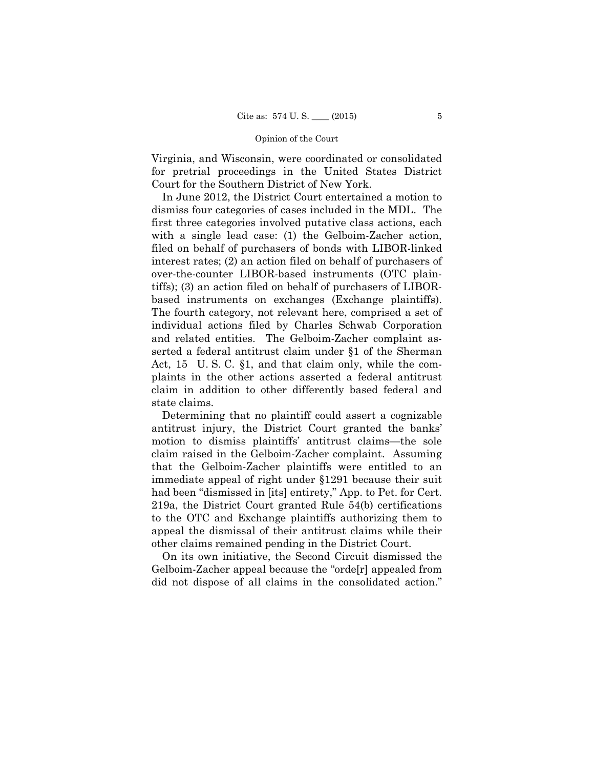Virginia, and Wisconsin, were coordinated or consolidated for pretrial proceedings in the United States District Court for the Southern District of New York.

In June 2012, the District Court entertained a motion to dismiss four categories of cases included in the MDL. The first three categories involved putative class actions, each with a single lead case: (1) the Gelboim-Zacher action, filed on behalf of purchasers of bonds with LIBOR-linked interest rates; (2) an action filed on behalf of purchasers of over-the-counter LIBOR-based instruments (OTC plaintiffs); (3) an action filed on behalf of purchasers of LIBOR-based instruments on exchanges (Exchange plaintiffs). The fourth category, not relevant here, comprised a set of individual actions filed by Charles Schwab Corporation and related entities. The Gelboim-Zacher complaint asserted a federal antitrust claim under §1 of the Sherman Act, 15 U. S. C. §1, and that claim only, while the complaints in the other actions asserted a federal antitrust claim in addition to other differently based federal and state claims.

Determining that no plaintiff could assert a cognizable antitrust injury, the District Court granted the banks' motion to dismiss plaintiffs' antitrust claims—the sole claim raised in the Gelboim-Zacher complaint. Assuming that the Gelboim-Zacher plaintiffs were entitled to an immediate appeal of right under §1291 because their suit had been "dismissed in [its] entirety," App. to Pet. for Cert. 219a, the District Court granted Rule 54(b) certifications to the OTC and Exchange plaintiffs authorizing them to appeal the dismissal of their antitrust claims while their other claims remained pending in the District Court.

On its own initiative, the Second Circuit dismissed the Gelboim-Zacher appeal because the "orde[r] appealed from did not dispose of all claims in the consolidated action."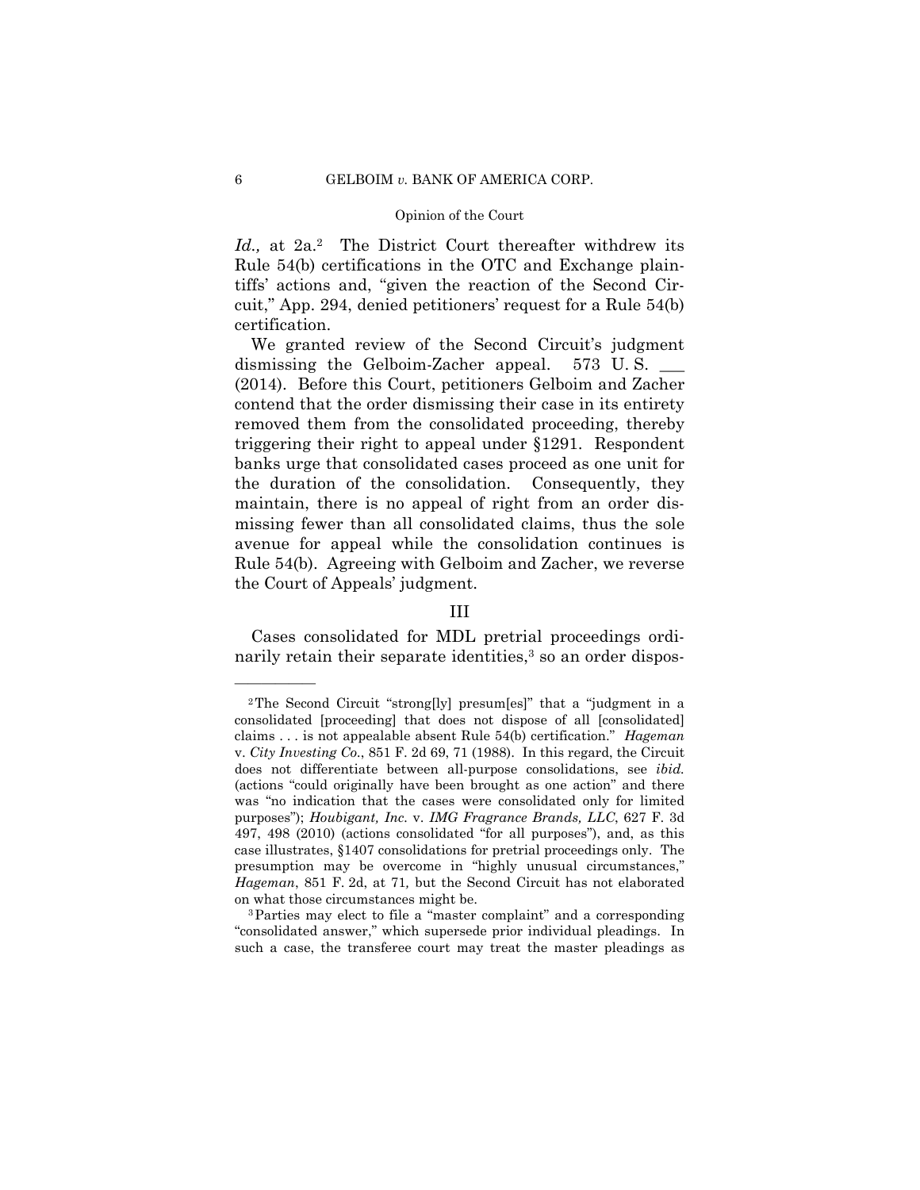*Id.,* at 2a.[2] The District Court thereafter withdrew its Rule 54(b) certifications in the OTC and Exchange plaintiffs' actions and, "given the reaction of the Second Circuit," App. 294, denied petitioners' request for a Rule 54(b) certification.

We granted review of the Second Circuit's judgment dismissing the Gelboim-Zacher appeal. 573 U. S. ___ (2014). Before this Court, petitioners Gelboim and Zacher contend that the order dismissing their case in its entirety removed them from the consolidated proceeding, thereby triggering their right to appeal under §1291. Respondent banks urge that consolidated cases proceed as one unit for the duration of the consolidation. Consequently, they maintain, there is no appeal of right from an order dismissing fewer than all consolidated claims, thus the sole avenue for appeal while the consolidation continues is Rule 54(b). Agreeing with Gelboim and Zacher, we reverse the Court of Appeals' judgment.

## III

Cases consolidated for MDL pretrial proceedings ordinarily retain their separate identities,[3] so an order dispos-

---

[2] The Second Circuit "strong[ly] presum[es]" that a "judgment in a consolidated [proceeding] that does not dispose of all [consolidated] claims . . . is not appealable absent Rule 54(b) certification." *Hageman* v. *City Investing Co.*, 851 F. 2d 69, 71 (1988). In this regard, the Circuit does not differentiate between all-purpose consolidations, see *ibid.* (actions "could originally have been brought as one action" and there was "no indication that the cases were consolidated only for limited purposes"); *Houbigant, Inc.* v. *IMG Fragrance Brands, LLC*, 627 F. 3d 497, 498 (2010) (actions consolidated "for all purposes"), and, as this case illustrates, §1407 consolidations for pretrial proceedings only. The presumption may be overcome in "highly unusual circumstances," *Hageman*, 851 F. 2d, at 71, but the Second Circuit has not elaborated on what those circumstances might be.

[3] Parties may elect to file a "master complaint" and a corresponding "consolidated answer," which supersede prior individual pleadings. In such a case, the transferee court may treat the master pleadings as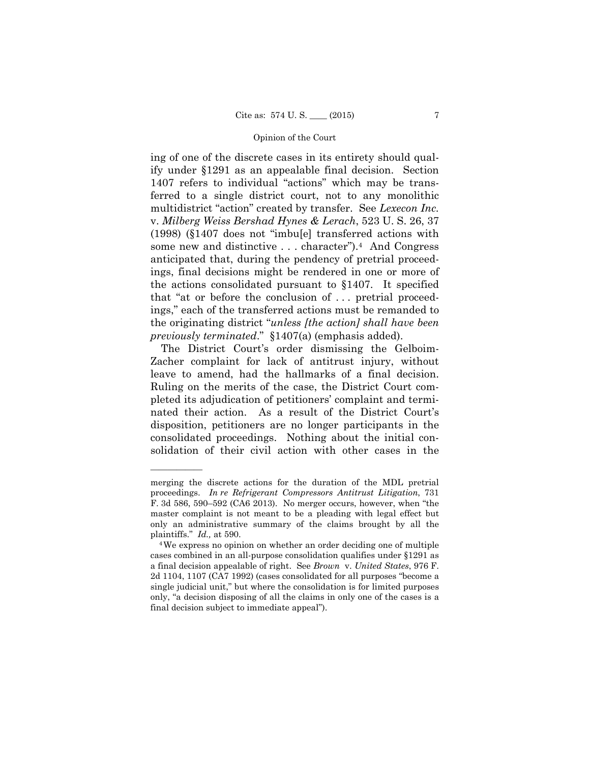ing of one of the discrete cases in its entirety should qualify under §1291 as an appealable final decision. Section 1407 refers to individual "actions" which may be transferred to a single district court, not to any monolithic multidistrict "action" created by transfer. See *Lexecon Inc.* v. *Milberg Weiss Bershad Hynes & Lerach*, 523 U. S. 26, 37 (1998) (§1407 does not "imbu[e] transferred actions with some new and distinctive . . . character").[4] And Congress anticipated that, during the pendency of pretrial proceedings, final decisions might be rendered in one or more of the actions consolidated pursuant to §1407. It specified that "at or before the conclusion of . . . pretrial proceedings," each of the transferred actions must be remanded to the originating district "*unless [the action] shall have been previously terminated*." §1407(a) (emphasis added).

The District Court's order dismissing the Gelboim-Zacher complaint for lack of antitrust injury, without leave to amend, had the hallmarks of a final decision. Ruling on the merits of the case, the District Court completed its adjudication of petitioners' complaint and terminated their action. As a result of the District Court's disposition, petitioners are no longer participants in the consolidated proceedings. Nothing about the initial consolidation of their civil action with other cases in the

---

merging the discrete actions for the duration of the MDL pretrial proceedings. *In re Refrigerant Compressors Antitrust Litigation*, 731 F. 3d 586, 590–592 (CA6 2013). No merger occurs, however, when "the master complaint is not meant to be a pleading with legal effect but only an administrative summary of the claims brought by all the plaintiffs." *Id.,* at 590.

[4] We express no opinion on whether an order deciding one of multiple cases combined in an all-purpose consolidation qualifies under §1291 as a final decision appealable of right. See *Brown* v. *United States*, 976 F. 2d 1104, 1107 (CA7 1992) (cases consolidated for all purposes "become a single judicial unit," but where the consolidation is for limited purposes only, "a decision disposing of all the claims in only one of the cases is a final decision subject to immediate appeal").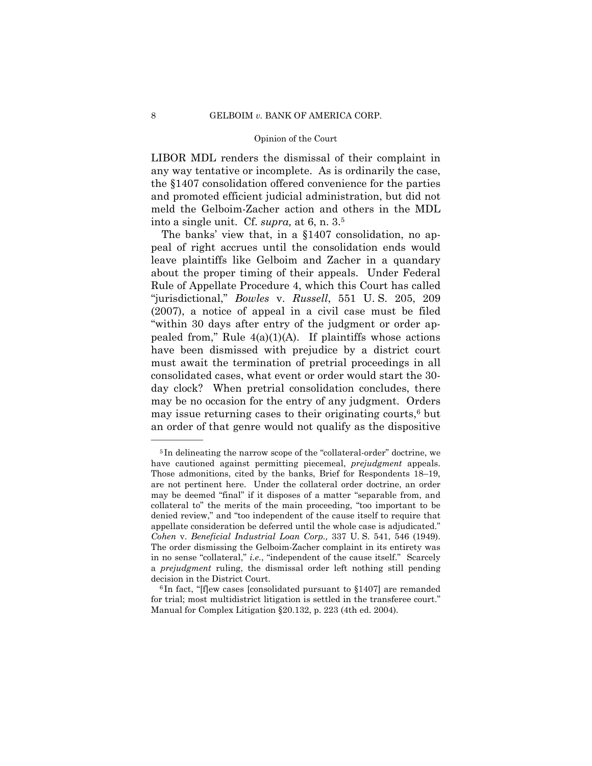LIBOR MDL renders the dismissal of their complaint in any way tentative or incomplete. As is ordinarily the case, the §1407 consolidation offered convenience for the parties and promoted efficient judicial administration, but did not meld the Gelboim-Zacher action and others in the MDL into a single unit. Cf. *supra,* at 6, n. 3.[5]

The banks' view that, in a §1407 consolidation, no appeal of right accrues until the consolidation ends would leave plaintiffs like Gelboim and Zacher in a quandary about the proper timing of their appeals. Under Federal Rule of Appellate Procedure 4, which this Court has called "jurisdictional," *Bowles* v. *Russell*, 551 U. S. 205, 209 (2007), a notice of appeal in a civil case must be filed "within 30 days after entry of the judgment or order appealed from," Rule 4(a)(1)(A). If plaintiffs whose actions have been dismissed with prejudice by a district court must await the termination of pretrial proceedings in all consolidated cases, what event or order would start the 30-day clock? When pretrial consolidation concludes, there may be no occasion for the entry of any judgment. Orders may issue returning cases to their originating courts,[6] but an order of that genre would not qualify as the dispositive

[5] In delineating the narrow scope of the "collateral-order" doctrine, we have cautioned against permitting piecemeal, *prejudgment* appeals. Those admonitions, cited by the banks, Brief for Respondents 18–19, are not pertinent here. Under the collateral order doctrine, an order may be deemed "final" if it disposes of a matter "separable from, and collateral to" the merits of the main proceeding, "too important to be denied review," and "too independent of the cause itself to require that appellate consideration be deferred until the whole case is adjudicated." *Cohen* v. *Beneficial Industrial Loan Corp.,* 337 U. S. 541, 546 (1949). The order dismissing the Gelboim-Zacher complaint in its entirety was in no sense "collateral," *i.e.*, "independent of the cause itself." Scarcely a *prejudgment* ruling, the dismissal order left nothing still pending decision in the District Court.

[6] In fact, "[f]ew cases [consolidated pursuant to §1407] are remanded for trial; most multidistrict litigation is settled in the transferee court." Manual for Complex Litigation §20.132, p. 223 (4th ed. 2004).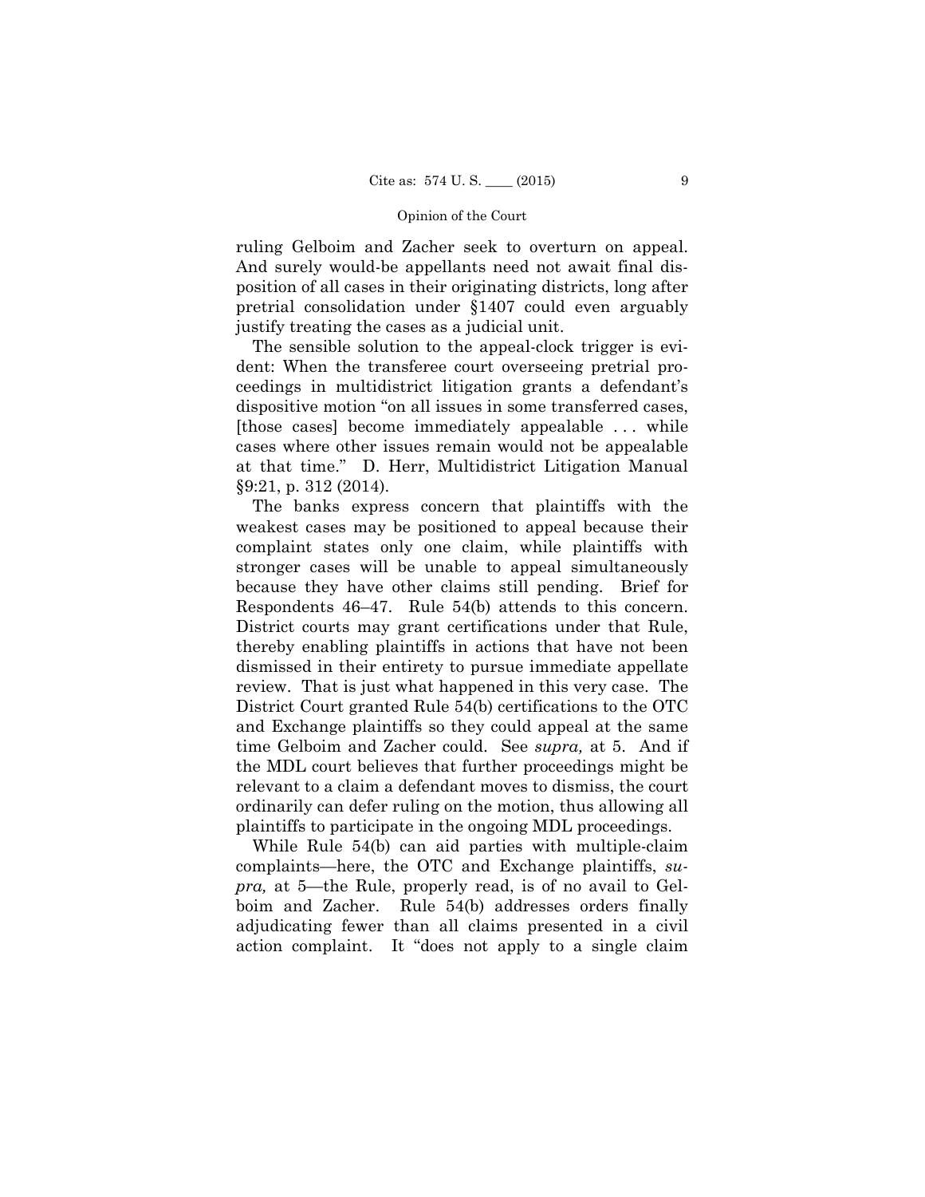ruling Gelboim and Zacher seek to overturn on appeal. And surely would-be appellants need not await final disposition of all cases in their originating districts, long after pretrial consolidation under §1407 could even arguably justify treating the cases as a judicial unit.

The sensible solution to the appeal-clock trigger is evident: When the transferee court overseeing pretrial proceedings in multidistrict litigation grants a defendant's dispositive motion "on all issues in some transferred cases, [those cases] become immediately appealable . . . while cases where other issues remain would not be appealable at that time." D. Herr, Multidistrict Litigation Manual §9:21, p. 312 (2014).

The banks express concern that plaintiffs with the weakest cases may be positioned to appeal because their complaint states only one claim, while plaintiffs with stronger cases will be unable to appeal simultaneously because they have other claims still pending. Brief for Respondents 46–47. Rule 54(b) attends to this concern. District courts may grant certifications under that Rule, thereby enabling plaintiffs in actions that have not been dismissed in their entirety to pursue immediate appellate review. That is just what happened in this very case. The District Court granted Rule 54(b) certifications to the OTC and Exchange plaintiffs so they could appeal at the same time Gelboim and Zacher could. See *supra,* at 5. And if the MDL court believes that further proceedings might be relevant to a claim a defendant moves to dismiss, the court ordinarily can defer ruling on the motion, thus allowing all plaintiffs to participate in the ongoing MDL proceedings.

While Rule 54(b) can aid parties with multiple-claim complaints—here, the OTC and Exchange plaintiffs, *supra,* at 5—the Rule, properly read, is of no avail to Gelboim and Zacher. Rule 54(b) addresses orders finally adjudicating fewer than all claims presented in a civil action complaint. It "does not apply to a single claim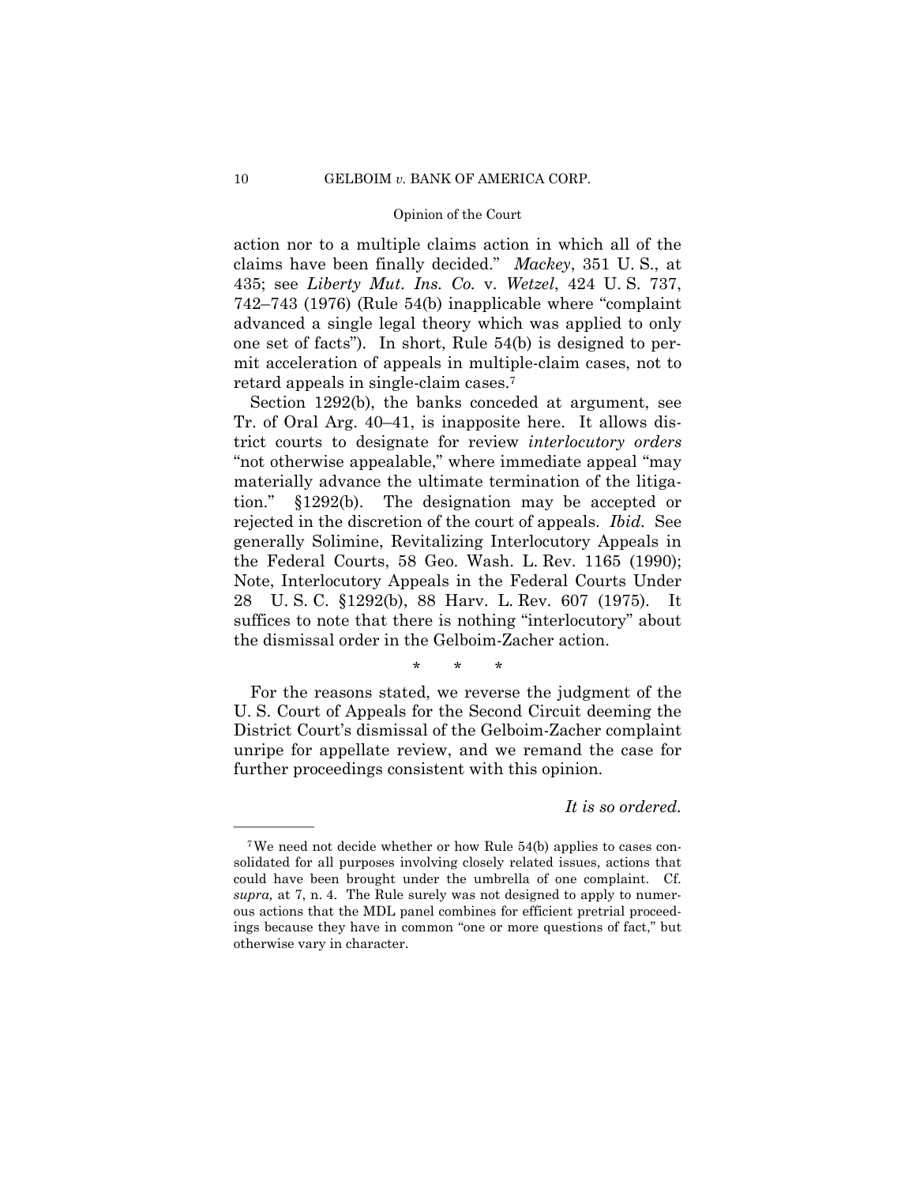action nor to a multiple claims action in which all of the claims have been finally decided." *Mackey*, 351 U. S., at 435; see *Liberty Mut. Ins. Co.* v. *Wetzel*, 424 U. S. 737, 742–743 (1976) (Rule 54(b) inapplicable where "complaint advanced a single legal theory which was applied to only one set of facts"). In short, Rule 54(b) is designed to permit acceleration of appeals in multiple-claim cases, not to retard appeals in single-claim cases.[7]

Section 1292(b), the banks conceded at argument, see Tr. of Oral Arg. 40–41, is inapposite here. It allows district courts to designate for review *interlocutory orders* "not otherwise appealable," where immediate appeal "may materially advance the ultimate termination of the litigation." §1292(b). The designation may be accepted or rejected in the discretion of the court of appeals. *Ibid.* See generally Solimine, Revitalizing Interlocutory Appeals in the Federal Courts, 58 Geo. Wash. L. Rev. 1165 (1990); Note, Interlocutory Appeals in the Federal Courts Under 28 U. S. C. §1292(b), 88 Harv. L. Rev. 607 (1975). It suffices to note that there is nothing "interlocutory" about the dismissal order in the Gelboim-Zacher action.

\* \* \*

For the reasons stated, we reverse the judgment of the U. S. Court of Appeals for the Second Circuit deeming the District Court's dismissal of the Gelboim-Zacher complaint unripe for appellate review, and we remand the case for further proceedings consistent with this opinion.

*It is so ordered.*

---

[7] We need not decide whether or how Rule 54(b) applies to cases consolidated for all purposes involving closely related issues, actions that could have been brought under the umbrella of one complaint. Cf. *supra,* at 7, n. 4. The Rule surely was not designed to apply to numerous actions that the MDL panel combines for efficient pretrial proceedings because they have in common "one or more questions of fact," but otherwise vary in character.